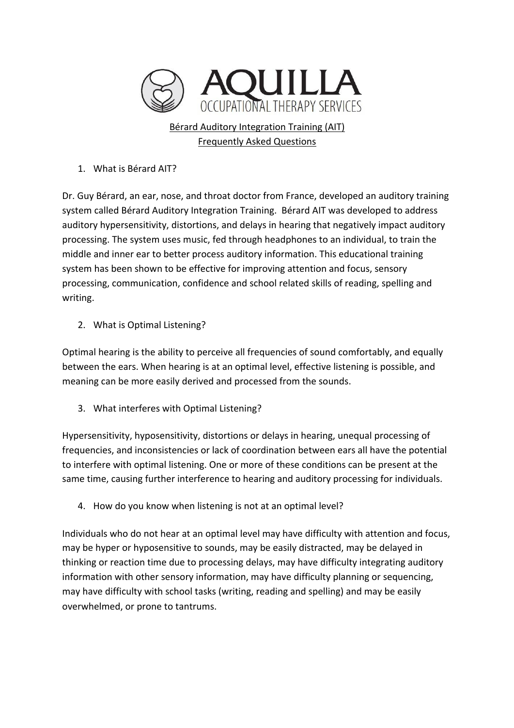# AQUILLA
OCCUPATIONAL THERAPY SERVICES

## Bérard Auditory Integration Training (AIT)
## Frequently Asked Questions

1. What is Bérard AIT?

Dr. Guy Bérard, an ear, nose, and throat doctor from France, developed an auditory training system called Bérard Auditory Integration Training. Bérard AIT was developed to address auditory hypersensitivity, distortions, and delays in hearing that negatively impact auditory processing. The system uses music, fed through headphones to an individual, to train the middle and inner ear to better process auditory information. This educational training system has been shown to be effective for improving attention and focus, sensory processing, communication, confidence and school related skills of reading, spelling and writing.

2. What is Optimal Listening?

Optimal hearing is the ability to perceive all frequencies of sound comfortably, and equally between the ears. When hearing is at an optimal level, effective listening is possible, and meaning can be more easily derived and processed from the sounds.

3. What interferes with Optimal Listening?

Hypersensitivity, hyposensitivity, distortions or delays in hearing, unequal processing of frequencies, and inconsistencies or lack of coordination between ears all have the potential to interfere with optimal listening. One or more of these conditions can be present at the same time, causing further interference to hearing and auditory processing for individuals.

4. How do you know when listening is not at an optimal level?

Individuals who do not hear at an optimal level may have difficulty with attention and focus, may be hyper or hyposensitive to sounds, may be easily distracted, may be delayed in thinking or reaction time due to processing delays, may have difficulty integrating auditory information with other sensory information, may have difficulty planning or sequencing, may have difficulty with school tasks (writing, reading and spelling) and may be easily overwhelmed, or prone to tantrums.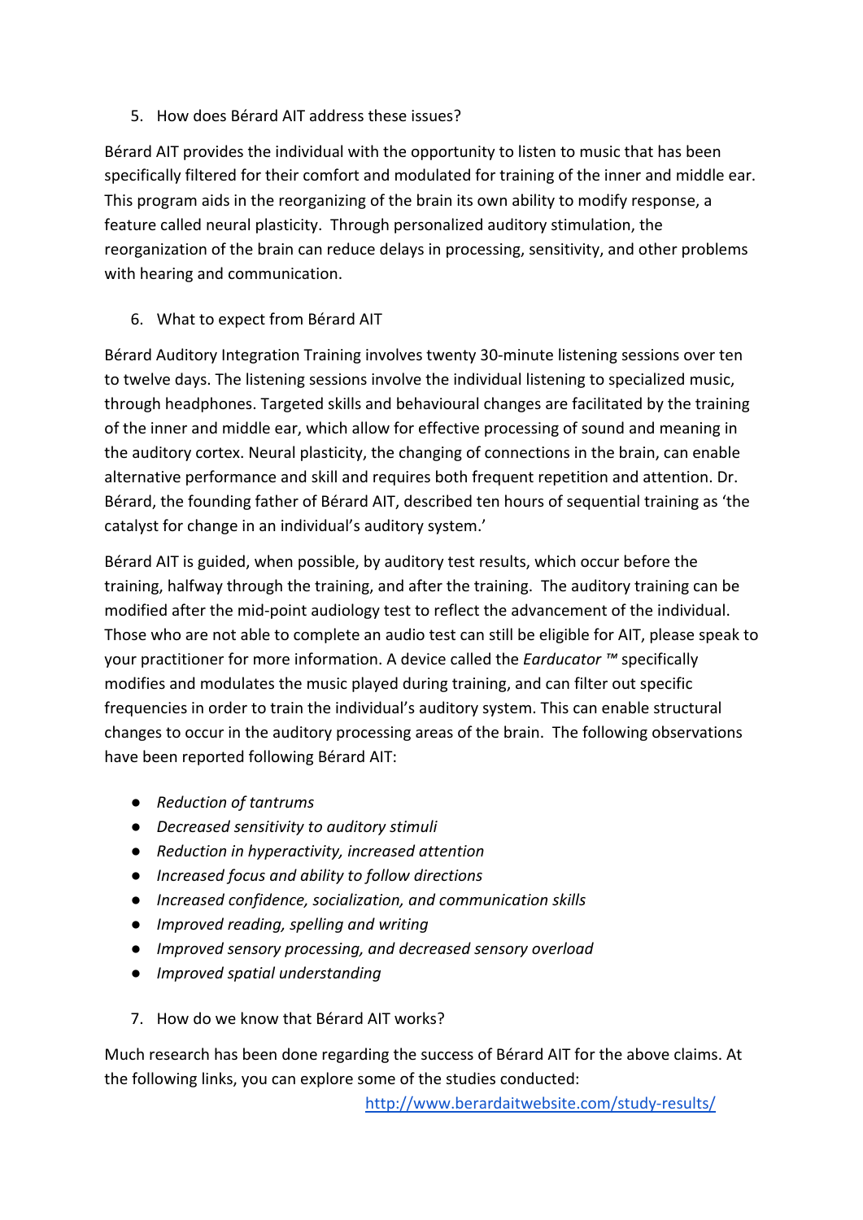5. How does Bérard AIT address these issues?

Bérard AIT provides the individual with the opportunity to listen to music that has been specifically filtered for their comfort and modulated for training of the inner and middle ear. This program aids in the reorganizing of the brain its own ability to modify response, a feature called neural plasticity. Through personalized auditory stimulation, the reorganization of the brain can reduce delays in processing, sensitivity, and other problems with hearing and communication.

6. What to expect from Bérard AIT

Bérard Auditory Integration Training involves twenty 30-minute listening sessions over ten to twelve days. The listening sessions involve the individual listening to specialized music, through headphones. Targeted skills and behavioural changes are facilitated by the training of the inner and middle ear, which allow for effective processing of sound and meaning in the auditory cortex. Neural plasticity, the changing of connections in the brain, can enable alternative performance and skill and requires both frequent repetition and attention. Dr. Bérard, the founding father of Bérard AIT, described ten hours of sequential training as 'the catalyst for change in an individual's auditory system.'

Bérard AIT is guided, when possible, by auditory test results, which occur before the training, halfway through the training, and after the training. The auditory training can be modified after the mid-point audiology test to reflect the advancement of the individual. Those who are not able to complete an audio test can still be eligible for AIT, please speak to your practitioner for more information. A device called the *Earducator ™* specifically modifies and modulates the music played during training, and can filter out specific frequencies in order to train the individual's auditory system. This can enable structural changes to occur in the auditory processing areas of the brain. The following observations have been reported following Bérard AIT:

- *Reduction of tantrums*
- *Decreased sensitivity to auditory stimuli*
- *Reduction in hyperactivity, increased attention*
- *Increased focus and ability to follow directions*
- *Increased confidence, socialization, and communication skills*
- *Improved reading, spelling and writing*
- *Improved sensory processing, and decreased sensory overload*
- *Improved spatial understanding*

7. How do we know that Bérard AIT works?

Much research has been done regarding the success of Bérard AIT for the above claims. At the following links, you can explore some of the studies conducted:
[http://www.berardaitwebsite.com/study-results/](http://www.berardaitwebsite.com/study-results/)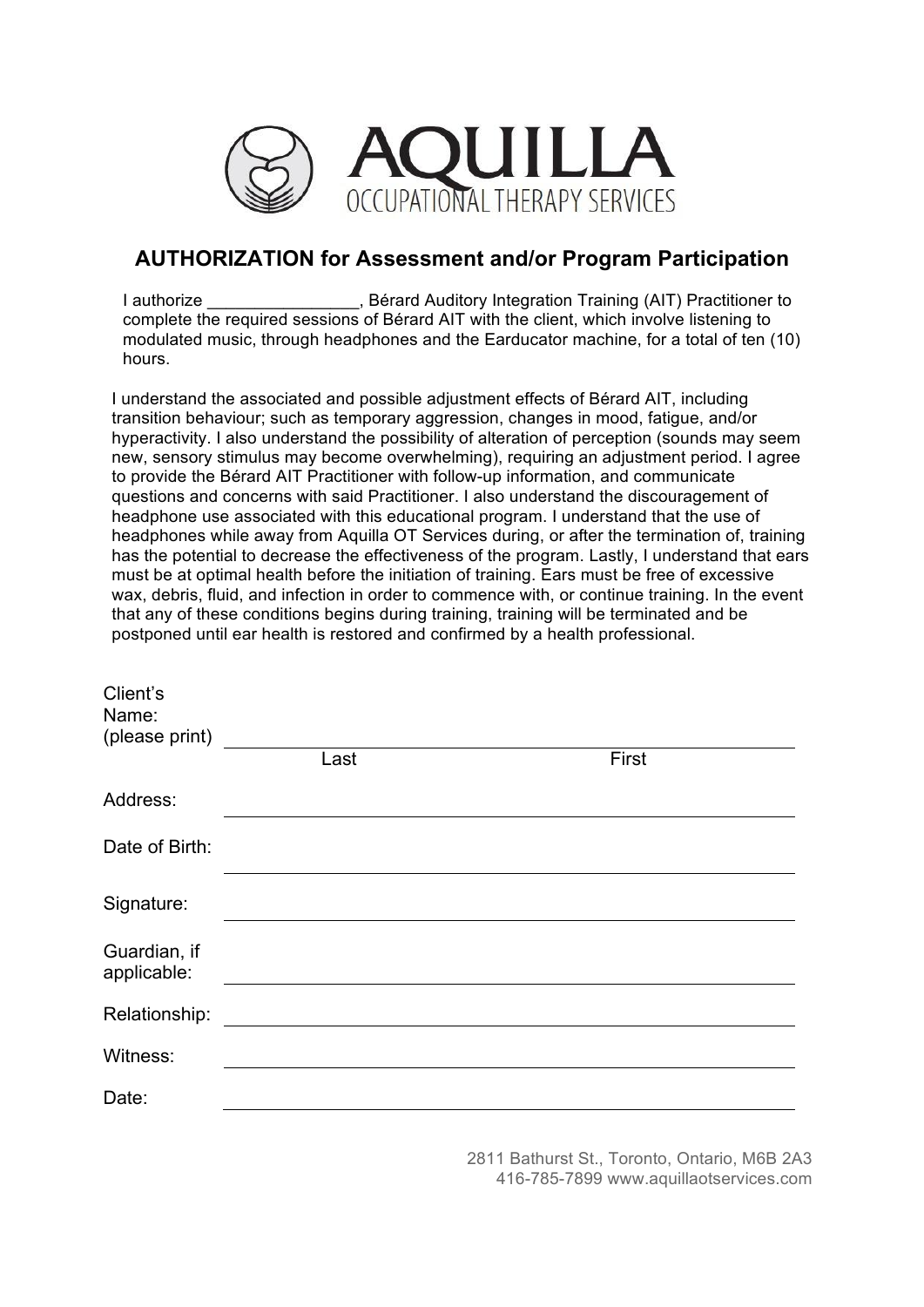AQUILLA
OCCUPATIONAL THERAPY SERVICES

## AUTHORIZATION for Assessment and/or Program Participation

I authorize ________________, Bérard Auditory Integration Training (AIT) Practitioner to complete the required sessions of Bérard AIT with the client, which involve listening to modulated music, through headphones and the Earducator machine, for a total of ten (10) hours.

I understand the associated and possible adjustment effects of Bérard AIT, including transition behaviour; such as temporary aggression, changes in mood, fatigue, and/or hyperactivity. I also understand the possibility of alteration of perception (sounds may seem new, sensory stimulus may become overwhelming), requiring an adjustment period. I agree to provide the Bérard AIT Practitioner with follow-up information, and communicate questions and concerns with said Practitioner. I also understand the discouragement of headphone use associated with this educational program. I understand that the use of headphones while away from Aquilla OT Services during, or after the termination of, training has the potential to decrease the effectiveness of the program. Lastly, I understand that ears must be at optimal health before the initiation of training. Ears must be free of excessive wax, debris, fluid, and infection in order to commence with, or continue training. In the event that any of these conditions begins during training, training will be terminated and be postponed until ear health is restored and confirmed by a health professional.

Client's Name: (please print) ______________________________________________
Last                                                    First

Address: ______________________________________________

Date of Birth: ______________________________________________

Signature: ______________________________________________

Guardian, if applicable: ______________________________________________

Relationship: ______________________________________________

Witness: ______________________________________________

Date: ______________________________________________

2811 Bathurst St., Toronto, Ontario, M6B 2A3
416-785-7899 www.aquillaotservices.com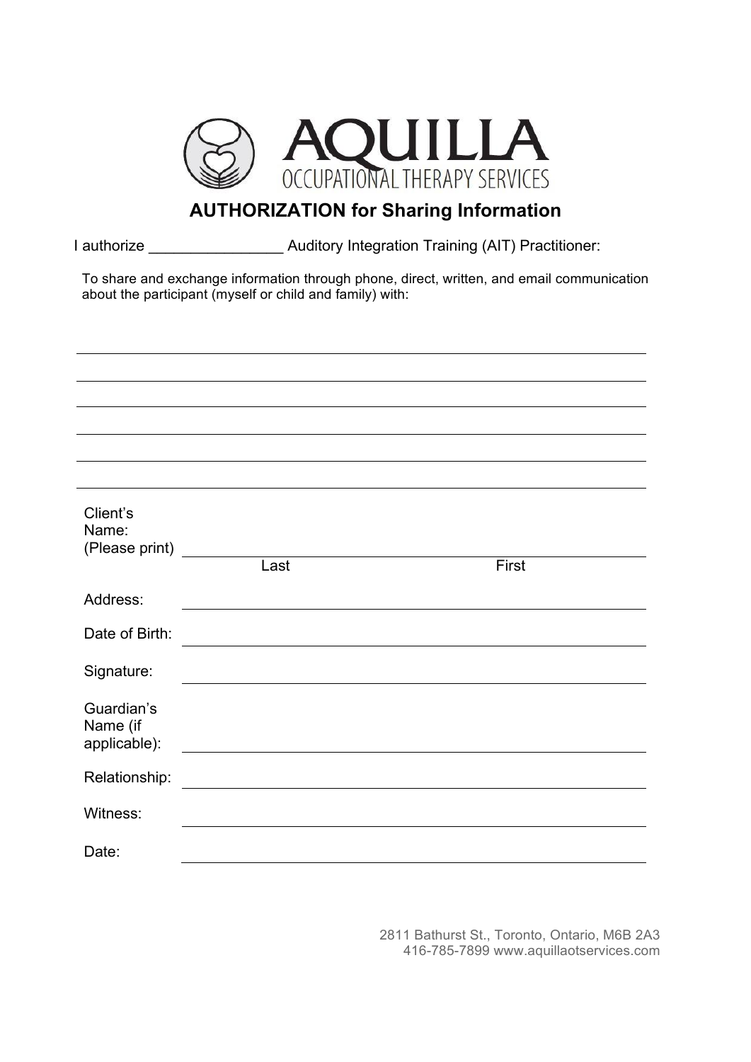AQUILLA
OCCUPATIONAL THERAPY SERVICES

# AUTHORIZATION for Sharing Information

I authorize _______________ Auditory Integration Training (AIT) Practitioner:

To share and exchange information through phone, direct, written, and email communication about the participant (myself or child and family) with:

_______________________________________________

_______________________________________________

_______________________________________________

_______________________________________________

_______________________________________________

_______________________________________________

Client's Name: (Please print) _______________________________________________
Last First

Address: _______________________________________________

Date of Birth: _______________________________________________

Signature: _______________________________________________

Guardian's Name (if applicable): _______________________________________________

Relationship: _______________________________________________

Witness: _______________________________________________

Date: _______________________________________________

2811 Bathurst St., Toronto, Ontario, M6B 2A3
416-785-7899 www.aquillaotservices.com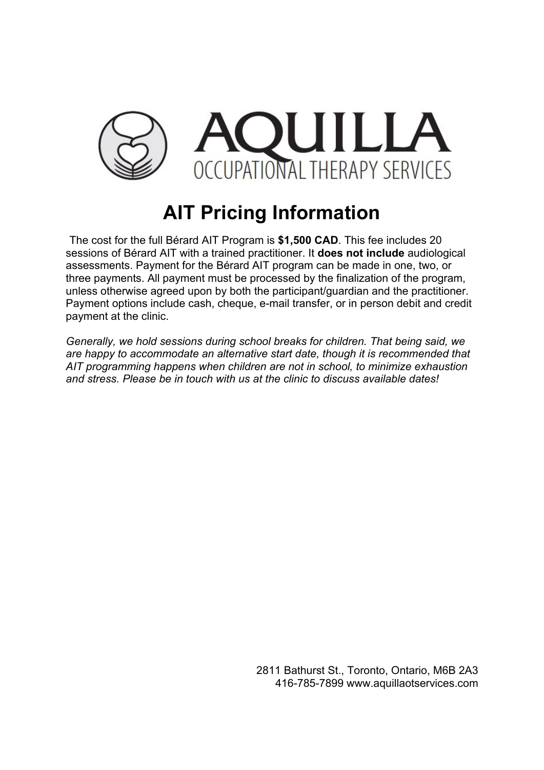AQUILLA
OCCUPATIONAL THERAPY SERVICES

# AIT Pricing Information

The cost for the full Bérard AIT Program is **$1,500 CAD**. This fee includes 20 sessions of Bérard AIT with a trained practitioner. It **does not include** audiological assessments. Payment for the Bérard AIT program can be made in one, two, or three payments. All payment must be processed by the finalization of the program, unless otherwise agreed upon by both the participant/guardian and the practitioner. Payment options include cash, cheque, e-mail transfer, or in person debit and credit payment at the clinic.

*Generally, we hold sessions during school breaks for children. That being said, we are happy to accommodate an alternative start date, though it is recommended that AIT programming happens when children are not in school, to minimize exhaustion and stress. Please be in touch with us at the clinic to discuss available dates!*

2811 Bathurst St., Toronto, Ontario, M6B 2A3
416-785-7899 www.aquillaotservices.com